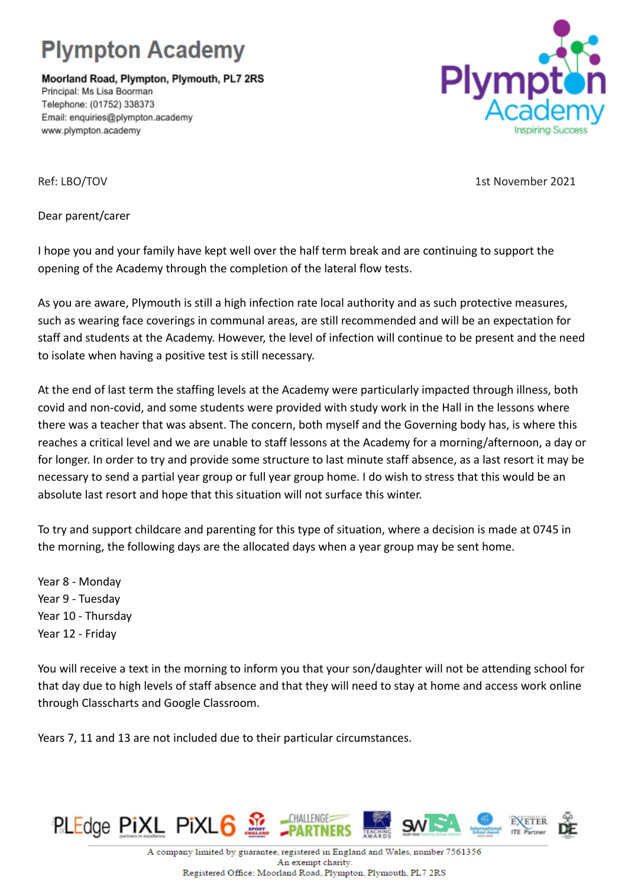# Plympton Academy

**Moorland Road, Plympton, Plymouth, PL7 2RS**
Principal: Ms Lisa Boorman
Telephone: (01752) 338373
Email: enquiries@plympton.academy
www.plympton.academy

Ref: LBO/TOV

1st November 2021

Dear parent/carer

I hope you and your family have kept well over the half term break and are continuing to support the opening of the Academy through the completion of the lateral flow tests.

As you are aware, Plymouth is still a high infection rate local authority and as such protective measures, such as wearing face coverings in communal areas, are still recommended and will be an expectation for staff and students at the Academy. However, the level of infection will continue to be present and the need to isolate when having a positive test is still necessary.

At the end of last term the staffing levels at the Academy were particularly impacted through illness, both covid and non-covid, and some students were provided with study work in the Hall in the lessons where there was a teacher that was absent. The concern, both myself and the Governing body has, is where this reaches a critical level and we are unable to staff lessons at the Academy for a morning/afternoon, a day or for longer. In order to try and provide some structure to last minute staff absence, as a last resort it may be necessary to send a partial year group or full year group home. I do wish to stress that this would be an absolute last resort and hope that this situation will not surface this winter.

To try and support childcare and parenting for this type of situation, where a decision is made at 0745 in the morning, the following days are the allocated days when a year group may be sent home.

Year 8 - Monday
Year 9 - Tuesday
Year 10 - Thursday
Year 12 - Friday

You will receive a text in the morning to inform you that your son/daughter will not be attending school for that day due to high levels of staff absence and that they will need to stay at home and access work online through Classcharts and Google Classroom.

Years 7, 11 and 13 are not included due to their particular circumstances.

A company limited by guarantee, registered in England and Wales, number 7561356
An exempt charity.
Registered Office: Moorland Road, Plympton, Plymouth, PL7 2RS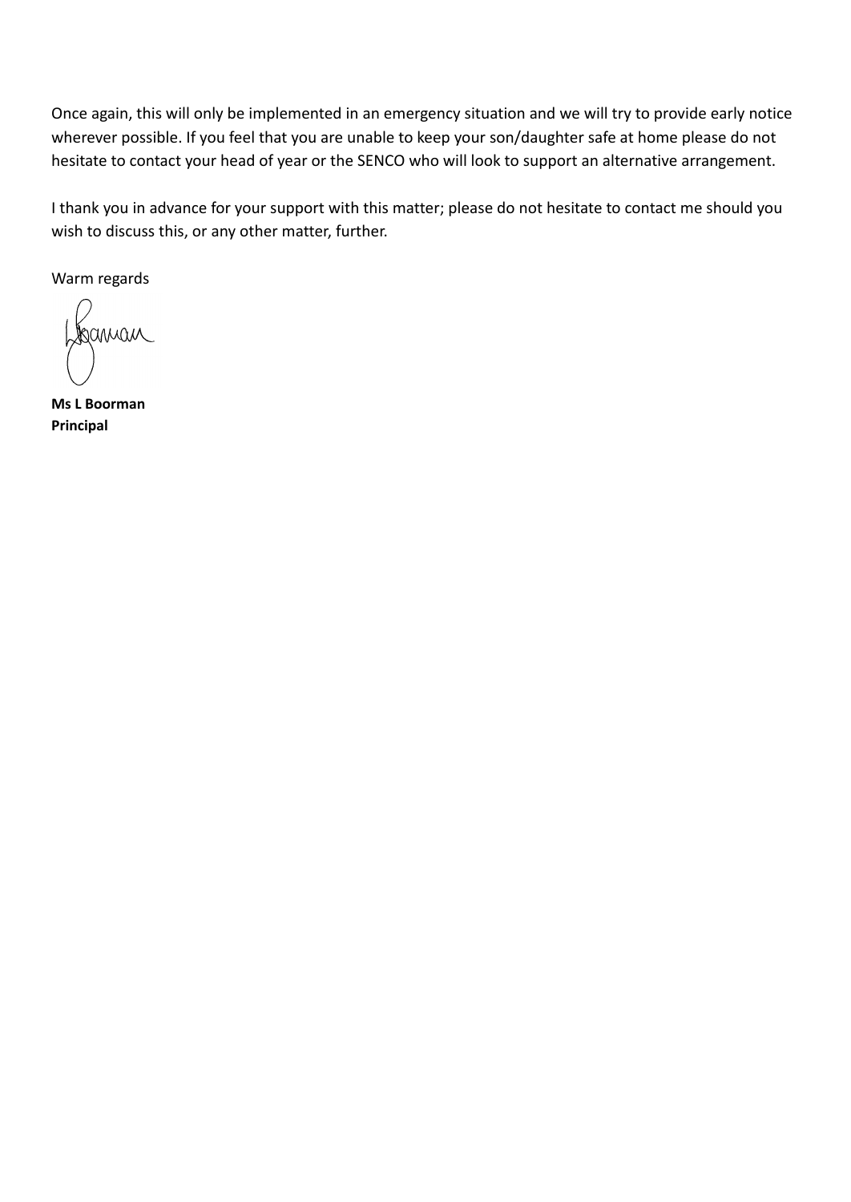Once again, this will only be implemented in an emergency situation and we will try to provide early notice wherever possible. If you feel that you are unable to keep your son/daughter safe at home please do not hesitate to contact your head of year or the SENCO who will look to support an alternative arrangement.

I thank you in advance for your support with this matter; please do not hesitate to contact me should you wish to discuss this, or any other matter, further.

Warm regards

**Ms L Boorman**
**Principal**